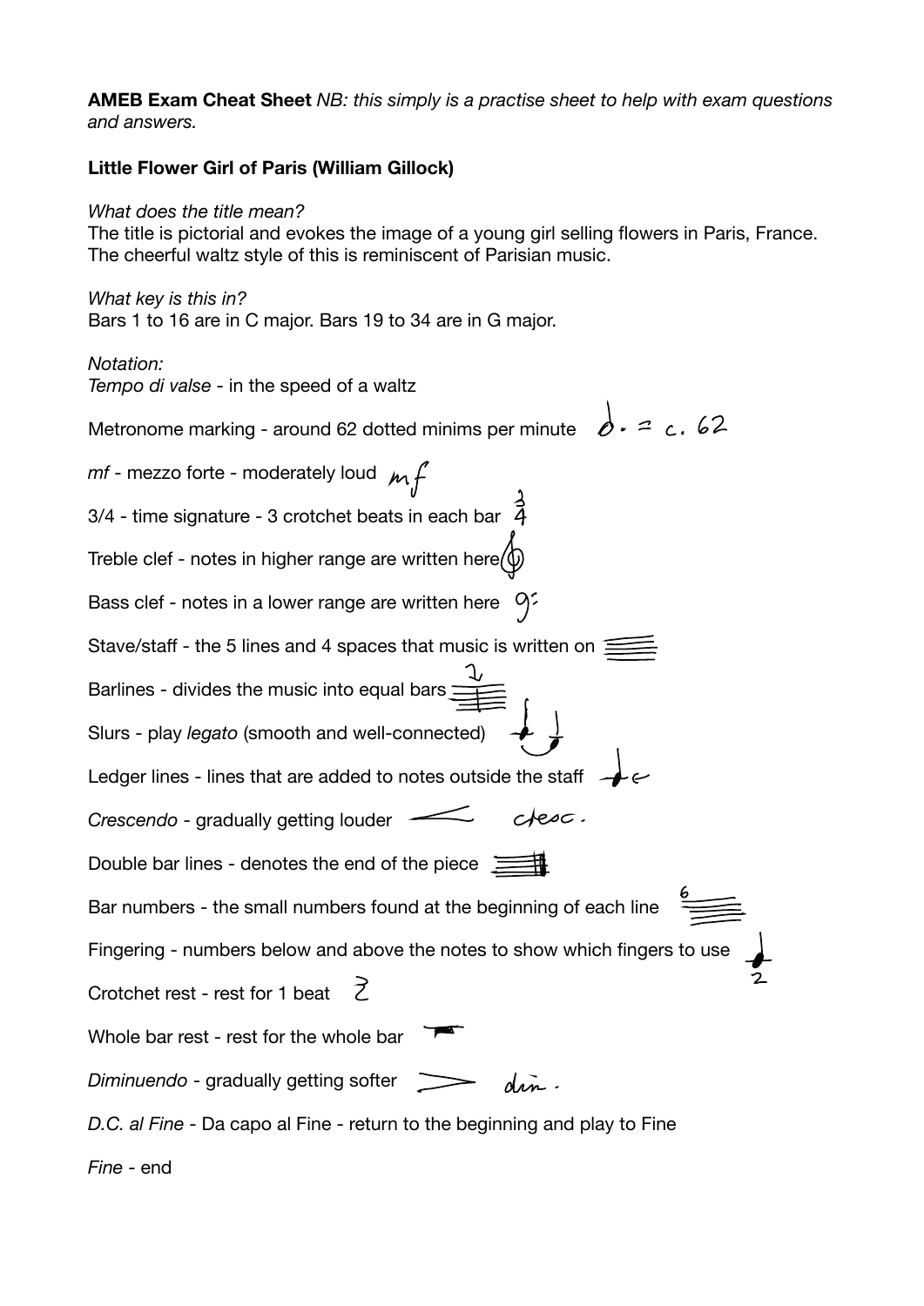**AMEB Exam Cheat Sheet** *NB: this simply is a practise sheet to help with exam questions and answers.*

**Little Flower Girl of Paris (William Gillock)**

*What does the title mean?*

The title is pictorial and evokes the image of a young girl selling flowers in Paris, France. The cheerful waltz style of this is reminiscent of Parisian music.

*What key is this in?*

Bars 1 to 16 are in C major. Bars 19 to 34 are in G major.

*Notation:*

*Tempo di valse* - in the speed of a waltz

Metronome marking - around 62 dotted minims per minute

*mf* - mezzo forte - moderately loud

3/4 - time signature - 3 crotchet beats in each bar

Treble clef - notes in higher range are written here

Bass clef - notes in a lower range are written here

Stave/staff - the 5 lines and 4 spaces that music is written on

Barlines - divides the music into equal bars

Slurs - play *legato* (smooth and well-connected)

Ledger lines - lines that are added to notes outside the staff

*Crescendo* - gradually getting louder

Double bar lines - denotes the end of the piece

Bar numbers - the small numbers found at the beginning of each line

Fingering - numbers below and above the notes to show which fingers to use

Crotchet rest - rest for 1 beat

Whole bar rest - rest for the whole bar

*Diminuendo* - gradually getting softer

*D.C. al Fine* - Da capo al Fine - return to the beginning and play to Fine

*Fine* - end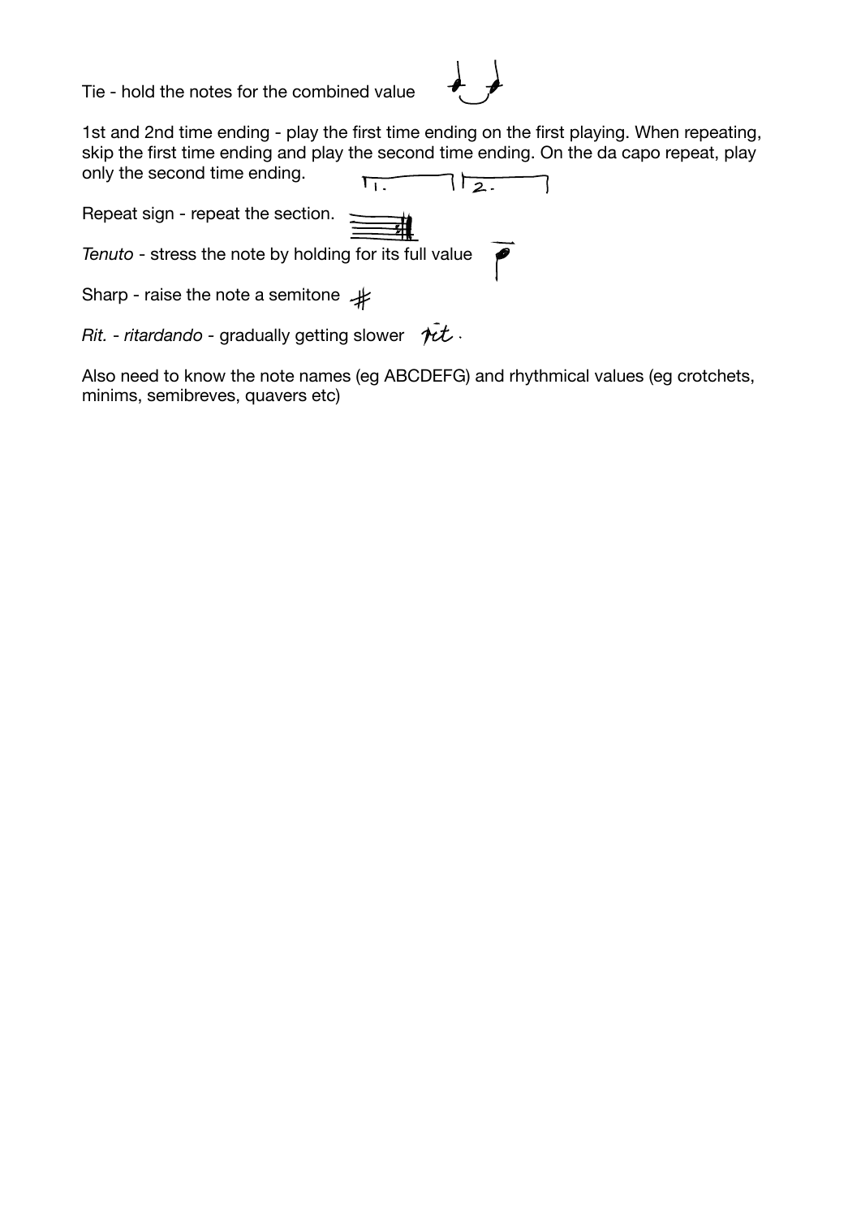Tie - hold the notes for the combined value

1st and 2nd time ending - play the first time ending on the first playing. When repeating, skip the first time ending and play the second time ending. On the da capo repeat, play only the second time ending.

Repeat sign - repeat the section.

*Tenuto* - stress the note by holding for its full value

Sharp - raise the note a semitone #

*Rit.* - *ritardando* - gradually getting slower *rit.*

Also need to know the note names (eg ABCDEFG) and rhythmical values (eg crotchets, minims, semibreves, quavers etc)